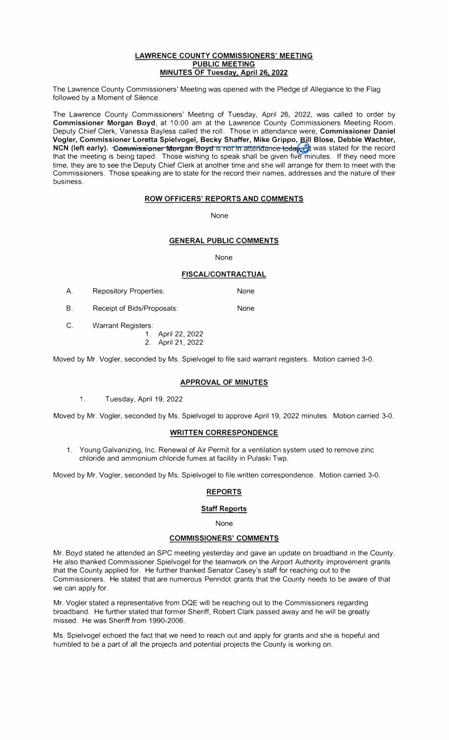**LAWRENCE COUNTY COMMISSIONERS' MEETING**
**PUBLIC MEETING**
**MINUTES OF Tuesday, April 26, 2022**

The Lawrence County Commissioners' Meeting was opened with the Pledge of Allegiance to the Flag followed by a Moment of Silence.

The Lawrence County Commissioners' Meeting of Tuesday, April 26, 2022, was called to order by **Commissioner Morgan Boyd**, at 10:00 am at the Lawrence County Commissioners Meeting Room. Deputy Chief Clerk, Vanessa Bayless called the roll. Those in attendance were, **Commissioner Daniel Vogler, Commissioner Loretta Spielvogel, Becky Shaffer, Mike Grippo, Bill Blose, Debbie Wachter, NCN (left early).** ~~**Commissioner Morgan Boyd** is not in attendance today.~~ It was stated for the record that the meeting is being taped. Those wishing to speak shall be given five minutes. If they need more time, they are to see the Deputy Chief Clerk at another time and she will arrange for them to meet with the Commissioners. Those speaking are to state for the record their names, addresses and the nature of their business.

**ROW OFFICERS' REPORTS AND COMMENTS**

None

**GENERAL PUBLIC COMMENTS**

None

**FISCAL/CONTRACTUAL**

A. Repository Properties: None

B. Receipt of Bids/Proposals: None

C. Warrant Registers:
   1. April 22, 2022
   2. April 21, 2022

Moved by Mr. Vogler, seconded by Ms. Spielvogel to file said warrant registers. Motion carried 3-0.

**APPROVAL OF MINUTES**

1. Tuesday, April 19, 2022

Moved by Mr. Vogler, seconded by Ms. Spielvogel to approve April 19, 2022 minutes. Motion carried 3-0.

**WRITTEN CORRESPONDENCE**

1. Young Galvanizing, Inc. Renewal of Air Permit for a ventilation system used to remove zinc chloride and ammonium chloride fumes at facility in Pulaski Twp.

Moved by Mr. Vogler, seconded by Ms. Spielvogel to file written correspondence. Motion carried 3-0.

**REPORTS**

**Staff Reports**

None

**COMMISSIONERS' COMMENTS**

Mr. Boyd stated he attended an SPC meeting yesterday and gave an update on broadband in the County. He also thanked Commissioner Spielvogel for the teamwork on the Airport Authority improvement grants that the County applied for. He further thanked Senator Casey's staff for reaching out to the Commissioners. He stated that are numerous Penndot grants that the County needs to be aware of that we can apply for.

Mr. Vogler stated a representative from DQE will be reaching out to the Commissioners regarding broadband. He further stated that former Sheriff, Robert Clark passed away and he will be greatly missed. He was Sheriff from 1990-2006.

Ms. Spielvogel echoed the fact that we need to reach out and apply for grants and she is hopeful and humbled to be a part of all the projects and potential projects the County is working on.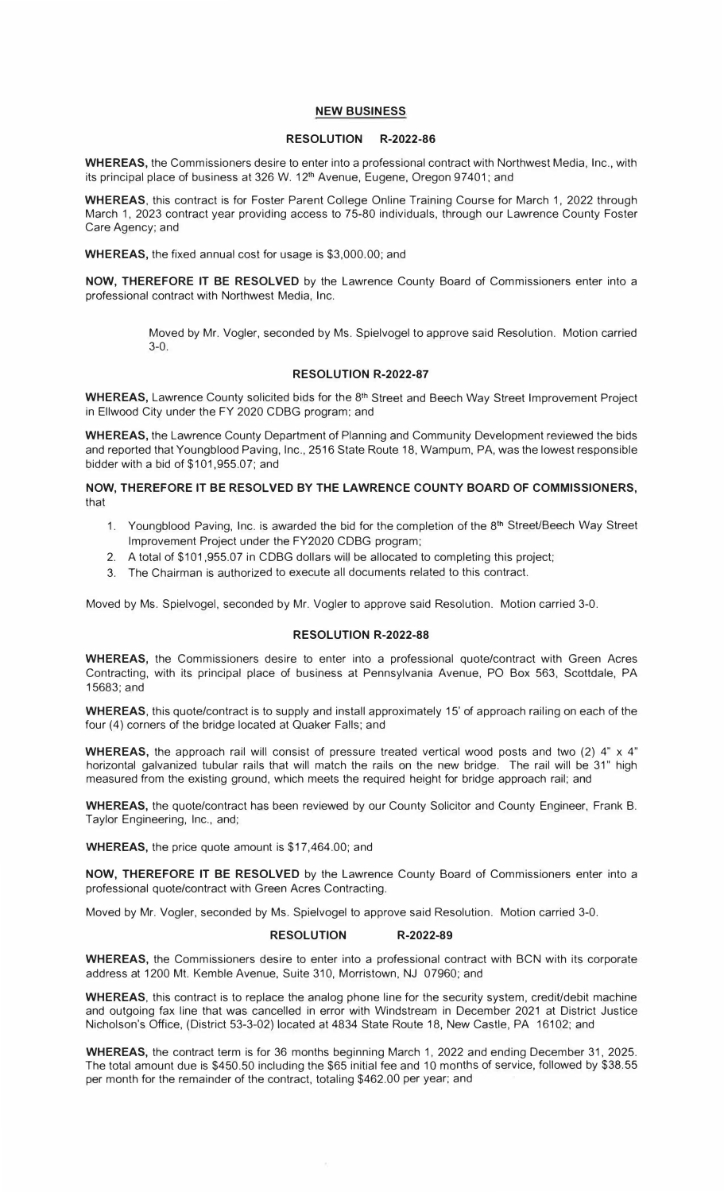## NEW BUSINESS

### RESOLUTION R-2022-86

**WHEREAS,** the Commissioners desire to enter into a professional contract with Northwest Media, Inc., with its principal place of business at 326 W. 12th Avenue, Eugene, Oregon 97401; and

**WHEREAS**, this contract is for Foster Parent College Online Training Course for March 1, 2022 through March 1, 2023 contract year providing access to 75-80 individuals, through our Lawrence County Foster Care Agency; and

**WHEREAS,** the fixed annual cost for usage is $3,000.00; and

**NOW, THEREFORE IT BE RESOLVED** by the Lawrence County Board of Commissioners enter into a professional contract with Northwest Media, Inc.

> Moved by Mr. Vogler, seconded by Ms. Spielvogel to approve said Resolution. Motion carried 3-0.

### RESOLUTION R-2022-87

**WHEREAS,** Lawrence County solicited bids for the 8th Street and Beech Way Street Improvement Project in Ellwood City under the FY 2020 CDBG program; and

**WHEREAS,** the Lawrence County Department of Planning and Community Development reviewed the bids and reported that Youngblood Paving, Inc., 2516 State Route 18, Wampum, PA, was the lowest responsible bidder with a bid of $101,955.07; and

**NOW, THEREFORE IT BE RESOLVED BY THE LAWRENCE COUNTY BOARD OF COMMISSIONERS,** that

1. Youngblood Paving, Inc. is awarded the bid for the completion of the 8th Street/Beech Way Street Improvement Project under the FY2020 CDBG program;
2. A total of $101,955.07 in CDBG dollars will be allocated to completing this project;
3. The Chairman is authorized to execute all documents related to this contract.

Moved by Ms. Spielvogel, seconded by Mr. Vogler to approve said Resolution. Motion carried 3-0.

### RESOLUTION R-2022-88

**WHEREAS,** the Commissioners desire to enter into a professional quote/contract with Green Acres Contracting, with its principal place of business at Pennsylvania Avenue, PO Box 563, Scottdale, PA 15683; and

**WHEREAS**, this quote/contract is to supply and install approximately 15' of approach railing on each of the four (4) corners of the bridge located at Quaker Falls; and

**WHEREAS,** the approach rail will consist of pressure treated vertical wood posts and two (2) 4" x 4" horizontal galvanized tubular rails that will match the rails on the new bridge. The rail will be 31" high measured from the existing ground, which meets the required height for bridge approach rail; and

**WHEREAS,** the quote/contract has been reviewed by our County Solicitor and County Engineer, Frank B. Taylor Engineering, Inc., and;

**WHEREAS,** the price quote amount is $17,464.00; and

**NOW, THEREFORE IT BE RESOLVED** by the Lawrence County Board of Commissioners enter into a professional quote/contract with Green Acres Contracting.

Moved by Mr. Vogler, seconded by Ms. Spielvogel to approve said Resolution. Motion carried 3-0.

### RESOLUTION R-2022-89

**WHEREAS,** the Commissioners desire to enter into a professional contract with BCN with its corporate address at 1200 Mt. Kemble Avenue, Suite 310, Morristown, NJ 07960; and

**WHEREAS**, this contract is to replace the analog phone line for the security system, credit/debit machine and outgoing fax line that was cancelled in error with Windstream in December 2021 at District Justice Nicholson's Office, (District 53-3-02) located at 4834 State Route 18, New Castle, PA 16102; and

**WHEREAS,** the contract term is for 36 months beginning March 1, 2022 and ending December 31, 2025. The total amount due is $450.50 including the $65 initial fee and 10 months of service, followed by $38.55 per month for the remainder of the contract, totaling $462.00 per year; and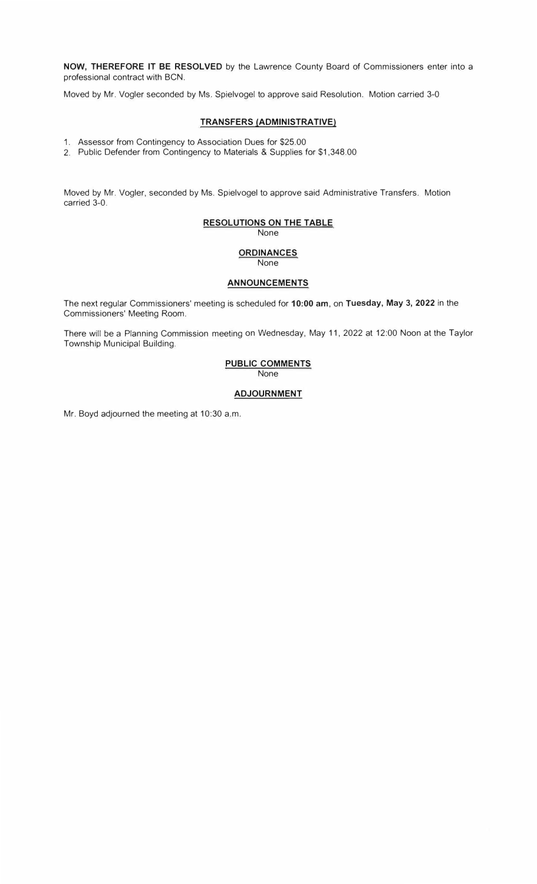**NOW, THEREFORE IT BE RESOLVED** by the Lawrence County Board of Commissioners enter into a professional contract with BCN.

Moved by Mr. Vogler seconded by Ms. Spielvogel to approve said Resolution. Motion carried 3-0

## TRANSFERS (ADMINISTRATIVE)

1. Assessor from Contingency to Association Dues for $25.00
2. Public Defender from Contingency to Materials & Supplies for $1,348.00

Moved by Mr. Vogler, seconded by Ms. Spielvogel to approve said Administrative Transfers. Motion carried 3-0.

## RESOLUTIONS ON THE TABLE

None

## ORDINANCES

None

## ANNOUNCEMENTS

The next regular Commissioners' meeting is scheduled for **10:00 am**, on **Tuesday, May 3, 2022** in the Commissioners' Meeting Room.

There will be a Planning Commission meeting on Wednesday, May 11, 2022 at 12:00 Noon at the Taylor Township Municipal Building.

## PUBLIC COMMENTS

None

## ADJOURNMENT

Mr. Boyd adjourned the meeting at 10:30 a.m.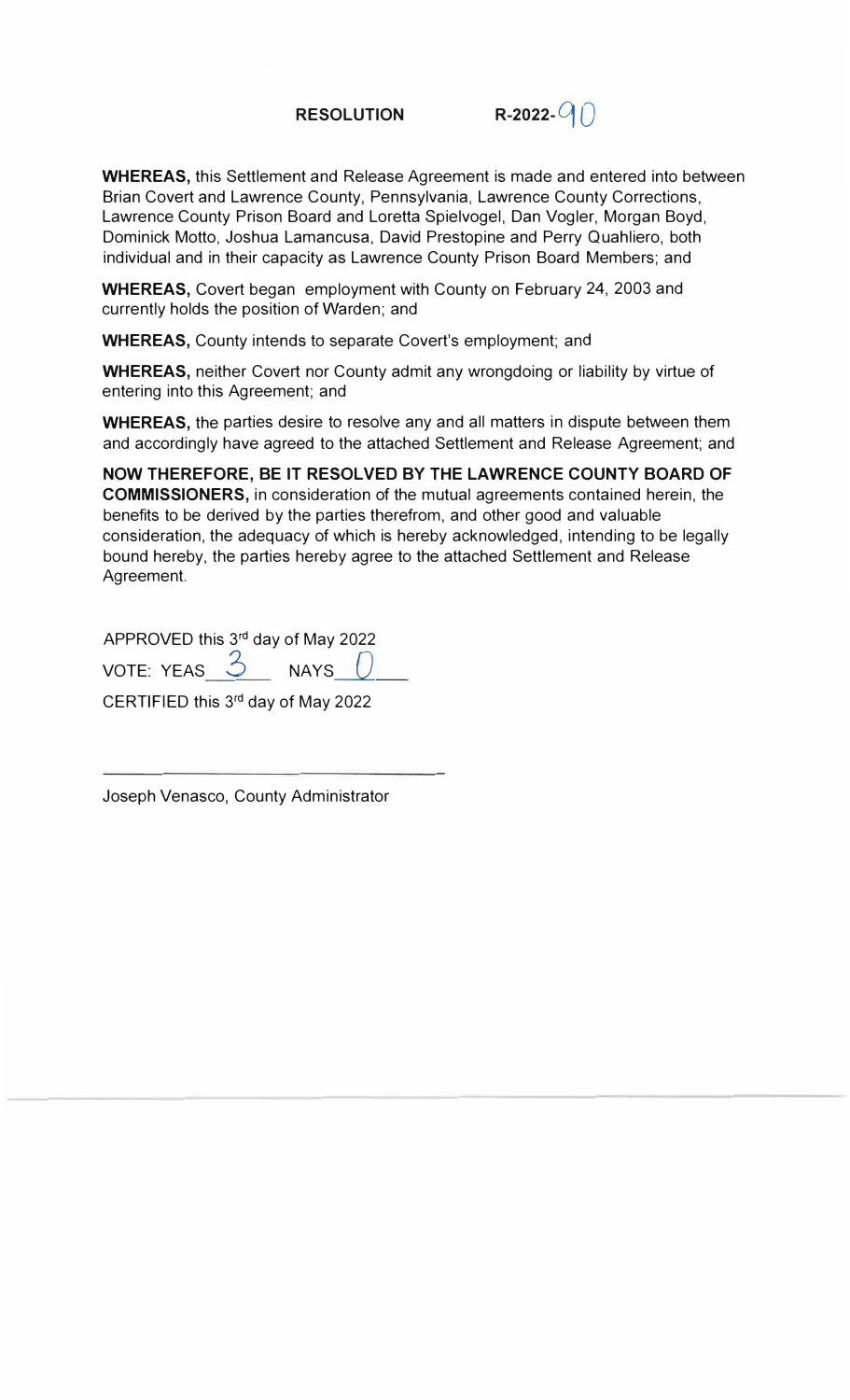**RESOLUTION** **R-2022-90**

**WHEREAS,** this Settlement and Release Agreement is made and entered into between Brian Covert and Lawrence County, Pennsylvania, Lawrence County Corrections, Lawrence County Prison Board and Loretta Spielvogel, Dan Vogler, Morgan Boyd, Dominick Motto, Joshua Lamancusa, David Prestopine and Perry Quahliero, both individual and in their capacity as Lawrence County Prison Board Members; and

**WHEREAS,** Covert began employment with County on February 24, 2003 and currently holds the position of Warden; and

**WHEREAS,** County intends to separate Covert's employment; and

**WHEREAS,** neither Covert nor County admit any wrongdoing or liability by virtue of entering into this Agreement; and

**WHEREAS,** the parties desire to resolve any and all matters in dispute between them and accordingly have agreed to the attached Settlement and Release Agreement; and

**NOW THEREFORE, BE IT RESOLVED BY THE LAWRENCE COUNTY BOARD OF COMMISSIONERS,** in consideration of the mutual agreements contained herein, the benefits to be derived by the parties therefrom, and other good and valuable consideration, the adequacy of which is hereby acknowledged, intending to be legally bound hereby, the parties hereby agree to the attached Settlement and Release Agreement.

APPROVED this 3rd day of May 2022

VOTE: YEAS 3 NAYS 0

CERTIFIED this 3rd day of May 2022

Joseph Venasco, County Administrator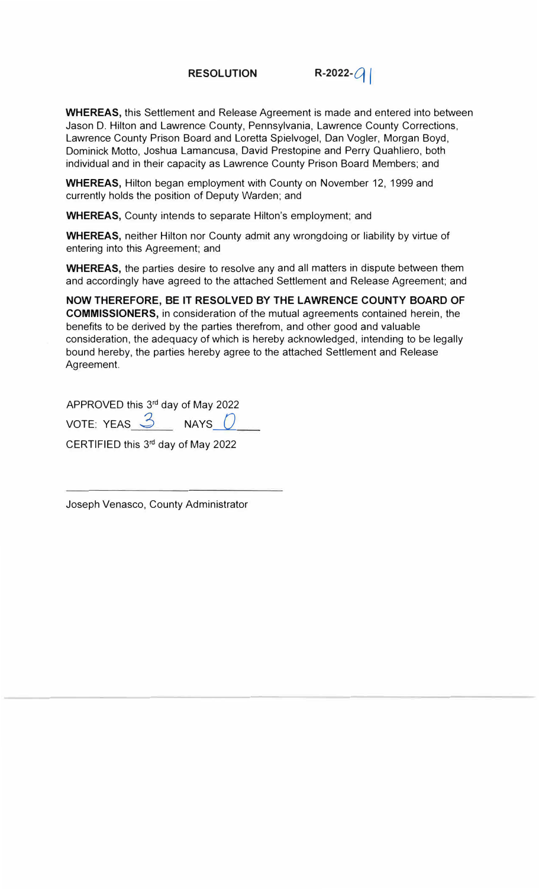**RESOLUTION** **R-2022-91**

**WHEREAS,** this Settlement and Release Agreement is made and entered into between Jason D. Hilton and Lawrence County, Pennsylvania, Lawrence County Corrections, Lawrence County Prison Board and Loretta Spielvogel, Dan Vogler, Morgan Boyd, Dominick Motto, Joshua Lamancusa, David Prestopine and Perry Quahliero, both individual and in their capacity as Lawrence County Prison Board Members; and

**WHEREAS,** Hilton began employment with County on November 12, 1999 and currently holds the position of Deputy Warden; and

**WHEREAS,** County intends to separate Hilton's employment; and

**WHEREAS,** neither Hilton nor County admit any wrongdoing or liability by virtue of entering into this Agreement; and

**WHEREAS,** the parties desire to resolve any and all matters in dispute between them and accordingly have agreed to the attached Settlement and Release Agreement; and

**NOW THEREFORE, BE IT RESOLVED BY THE LAWRENCE COUNTY BOARD OF COMMISSIONERS,** in consideration of the mutual agreements contained herein, the benefits to be derived by the parties therefrom, and other good and valuable consideration, the adequacy of which is hereby acknowledged, intending to be legally bound hereby, the parties hereby agree to the attached Settlement and Release Agreement.

APPROVED this 3rd day of May 2022

VOTE: YEAS 3 NAYS 0

CERTIFIED this 3rd day of May 2022

\_\_\_\_\_\_\_\_\_\_\_\_\_\_\_\_\_\_\_\_\_\_\_\_\_\_\_\_\_\_\_\_\_\_\_\_

Joseph Venasco, County Administrator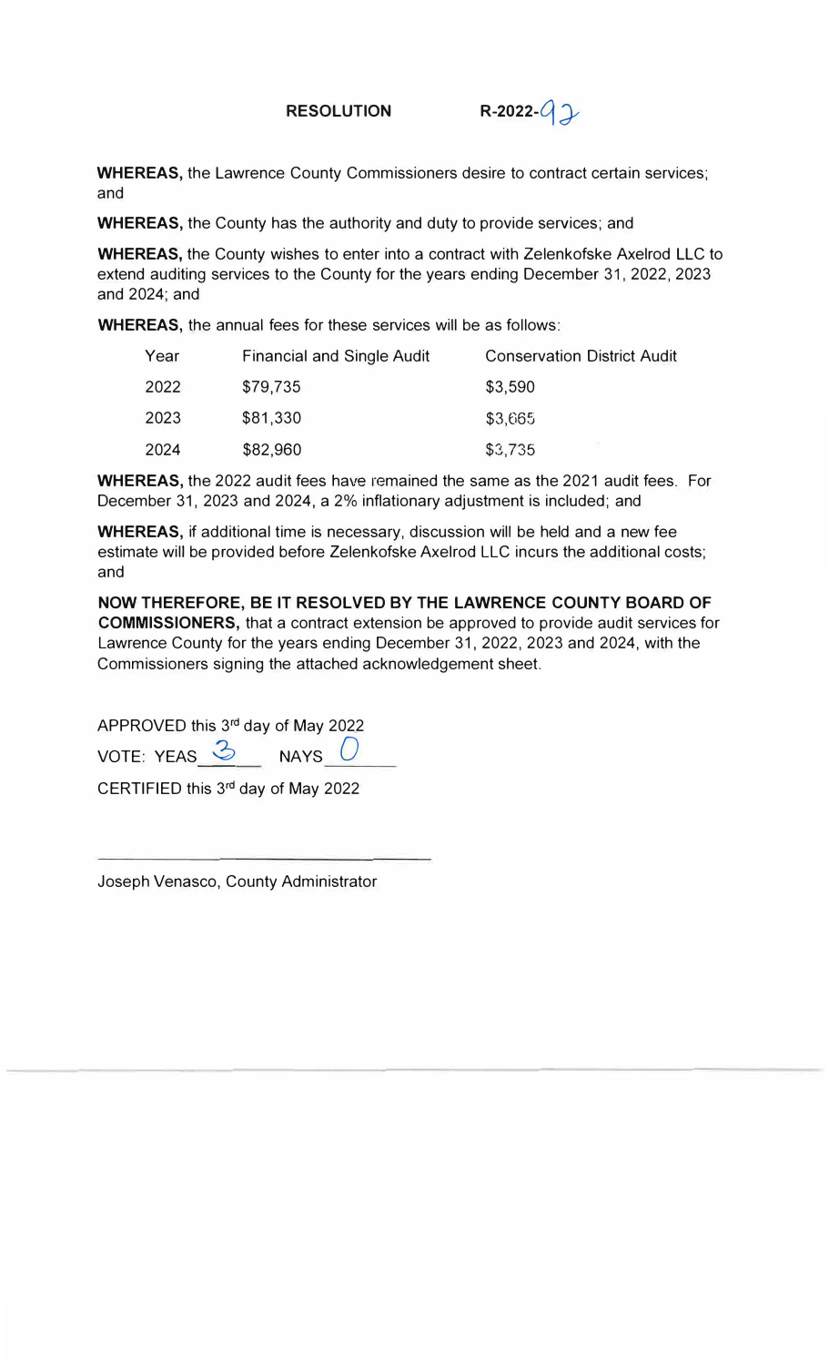**RESOLUTION** **R-2022-92**

**WHEREAS,** the Lawrence County Commissioners desire to contract certain services; and

**WHEREAS,** the County has the authority and duty to provide services; and

**WHEREAS,** the County wishes to enter into a contract with Zelenkofske Axelrod LLC to extend auditing services to the County for the years ending December 31, 2022, 2023 and 2024; and

**WHEREAS,** the annual fees for these services will be as follows:

| Year | Financial and Single Audit | Conservation District Audit |
|---|---|---|
| 2022 | $79,735 | $3,590 |
| 2023 | $81,330 | $3,665 |
| 2024 | $82,960 | $3,735 |

**WHEREAS,** the 2022 audit fees have remained the same as the 2021 audit fees. For December 31, 2023 and 2024, a 2% inflationary adjustment is included; and

**WHEREAS,** if additional time is necessary, discussion will be held and a new fee estimate will be provided before Zelenkofske Axelrod LLC incurs the additional costs; and

**NOW THEREFORE, BE IT RESOLVED BY THE LAWRENCE COUNTY BOARD OF COMMISSIONERS,** that a contract extension be approved to provide audit services for Lawrence County for the years ending December 31, 2022, 2023 and 2024, with the Commissioners signing the attached acknowledgement sheet.

APPROVED this 3rd day of May 2022

VOTE: YEAS 3 NAYS 0

CERTIFIED this 3rd day of May 2022

\_\_\_\_\_\_\_\_\_\_\_\_\_\_\_\_\_\_\_\_\_\_\_\_\_\_\_\_\_\_

Joseph Venasco, County Administrator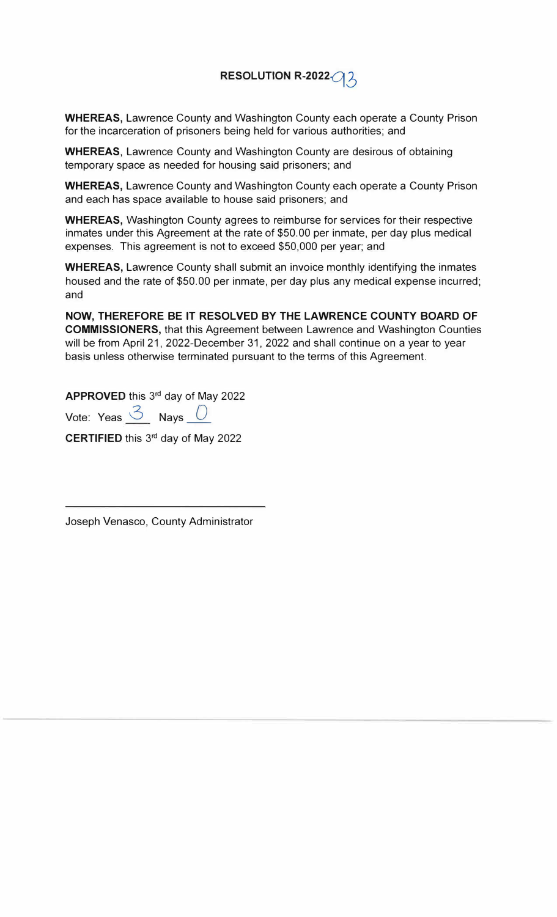# RESOLUTION R-2022-93

**WHEREAS,** Lawrence County and Washington County each operate a County Prison for the incarceration of prisoners being held for various authorities; and

**WHEREAS**, Lawrence County and Washington County are desirous of obtaining temporary space as needed for housing said prisoners; and

**WHEREAS,** Lawrence County and Washington County each operate a County Prison and each has space available to house said prisoners; and

**WHEREAS,** Washington County agrees to reimburse for services for their respective inmates under this Agreement at the rate of $50.00 per inmate, per day plus medical expenses. This agreement is not to exceed $50,000 per year; and

**WHEREAS,** Lawrence County shall submit an invoice monthly identifying the inmates housed and the rate of $50.00 per inmate, per day plus any medical expense incurred; and

**NOW, THEREFORE BE IT RESOLVED BY THE LAWRENCE COUNTY BOARD OF COMMISSIONERS,** that this Agreement between Lawrence and Washington Counties will be from April 21, 2022-December 31, 2022 and shall continue on a year to year basis unless otherwise terminated pursuant to the terms of this Agreement.

**APPROVED** this 3rd day of May 2022

Vote: Yeas 3 Nays 0

**CERTIFIED** this 3rd day of May 2022

\_\_\_\_\_\_\_\_\_\_\_\_\_\_\_\_\_\_\_\_\_\_\_\_\_\_\_\_\_\_\_\_

Joseph Venasco, County Administrator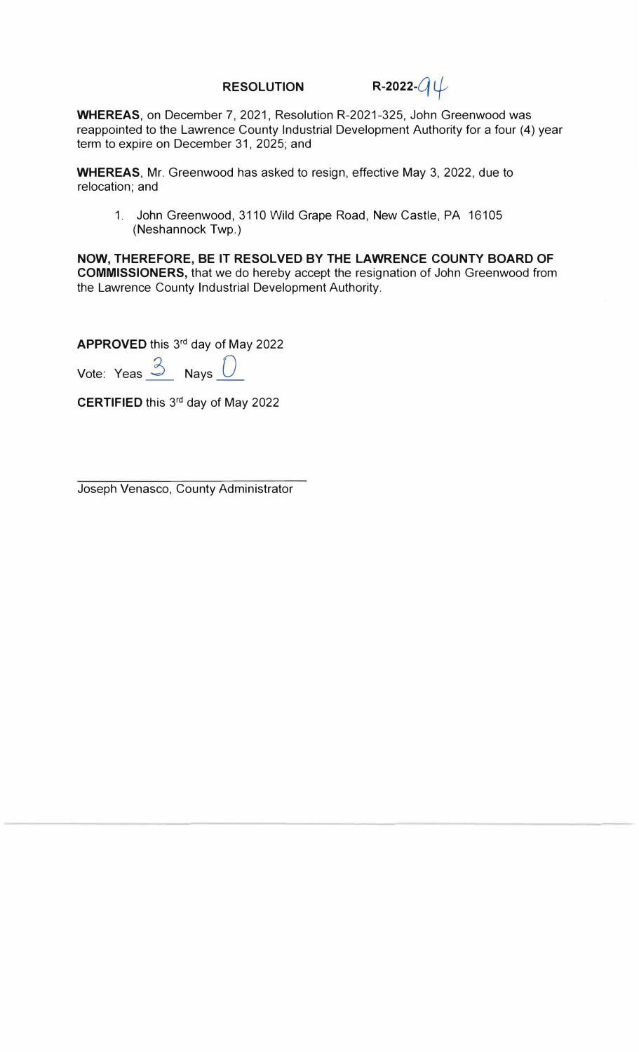**RESOLUTION R-2022-94**

**WHEREAS**, on December 7, 2021, Resolution R-2021-325, John Greenwood was reappointed to the Lawrence County Industrial Development Authority for a four (4) year term to expire on December 31, 2025; and

**WHEREAS**, Mr. Greenwood has asked to resign, effective May 3, 2022, due to relocation; and

1. John Greenwood, 3110 Wild Grape Road, New Castle, PA 16105 (Neshannock Twp.)

**NOW, THEREFORE, BE IT RESOLVED BY THE LAWRENCE COUNTY BOARD OF COMMISSIONERS,** that we do hereby accept the resignation of John Greenwood from the Lawrence County Industrial Development Authority.

**APPROVED** this 3rd day of May 2022

Vote: Yeas 3 Nays 0

**CERTIFIED** this 3rd day of May 2022

Joseph Venasco, County Administrator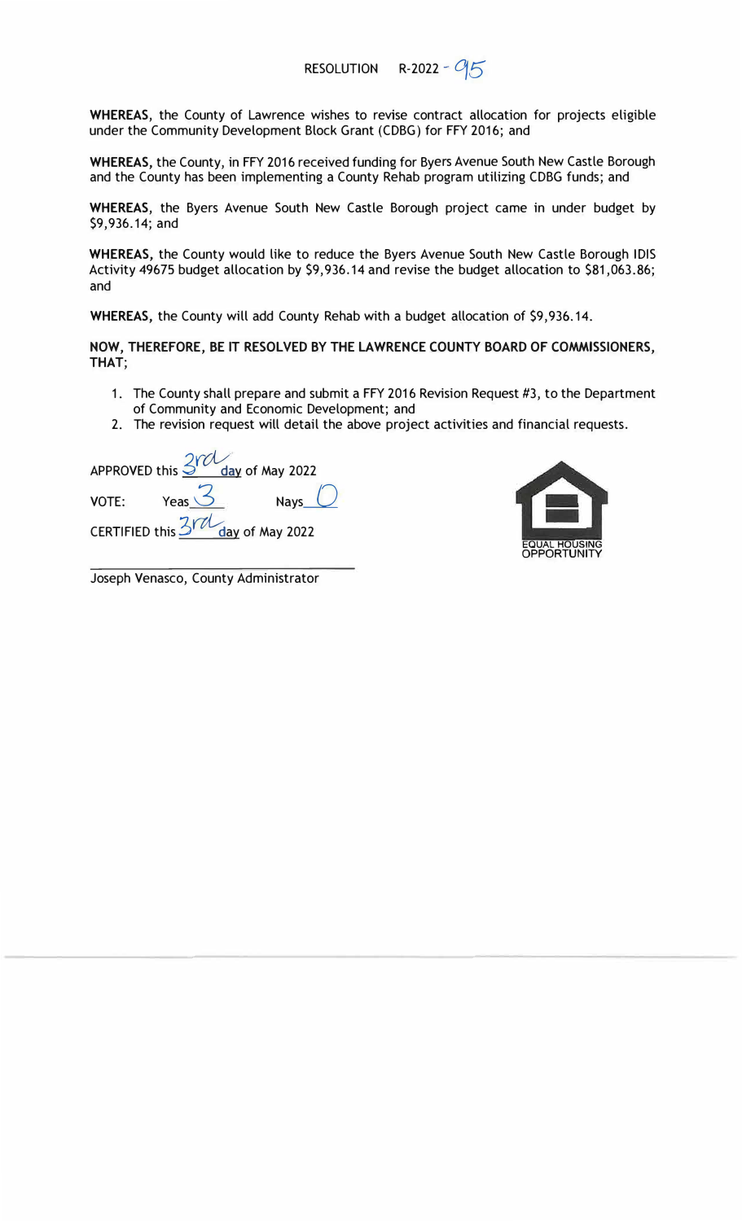RESOLUTION R-2022 - 95

**WHEREAS**, the County of Lawrence wishes to revise contract allocation for projects eligible under the Community Development Block Grant (CDBG) for FFY 2016; and

**WHEREAS,** the County, in FFY 2016 received funding for Byers Avenue South New Castle Borough and the County has been implementing a County Rehab program utilizing CDBG funds; and

**WHEREAS**, the Byers Avenue South New Castle Borough project came in under budget by $9,936.14; and

**WHEREAS,** the County would like to reduce the Byers Avenue South New Castle Borough IDIS Activity 49675 budget allocation by $9,936.14 and revise the budget allocation to $81,063.86; and

**WHEREAS,** the County will add County Rehab with a budget allocation of $9,936.14.

**NOW, THEREFORE, BE IT RESOLVED BY THE LAWRENCE COUNTY BOARD OF COMMISSIONERS, THAT**;

1. The County shall prepare and submit a FFY 2016 Revision Request #3, to the Department of Community and Economic Development; and
2. The revision request will detail the above project activities and financial requests.

APPROVED this 3rd day of May 2022

VOTE: Yeas 3 Nays 0

CERTIFIED this 3rd day of May 2022

Joseph Venasco, County Administrator

EQUAL HOUSING OPPORTUNITY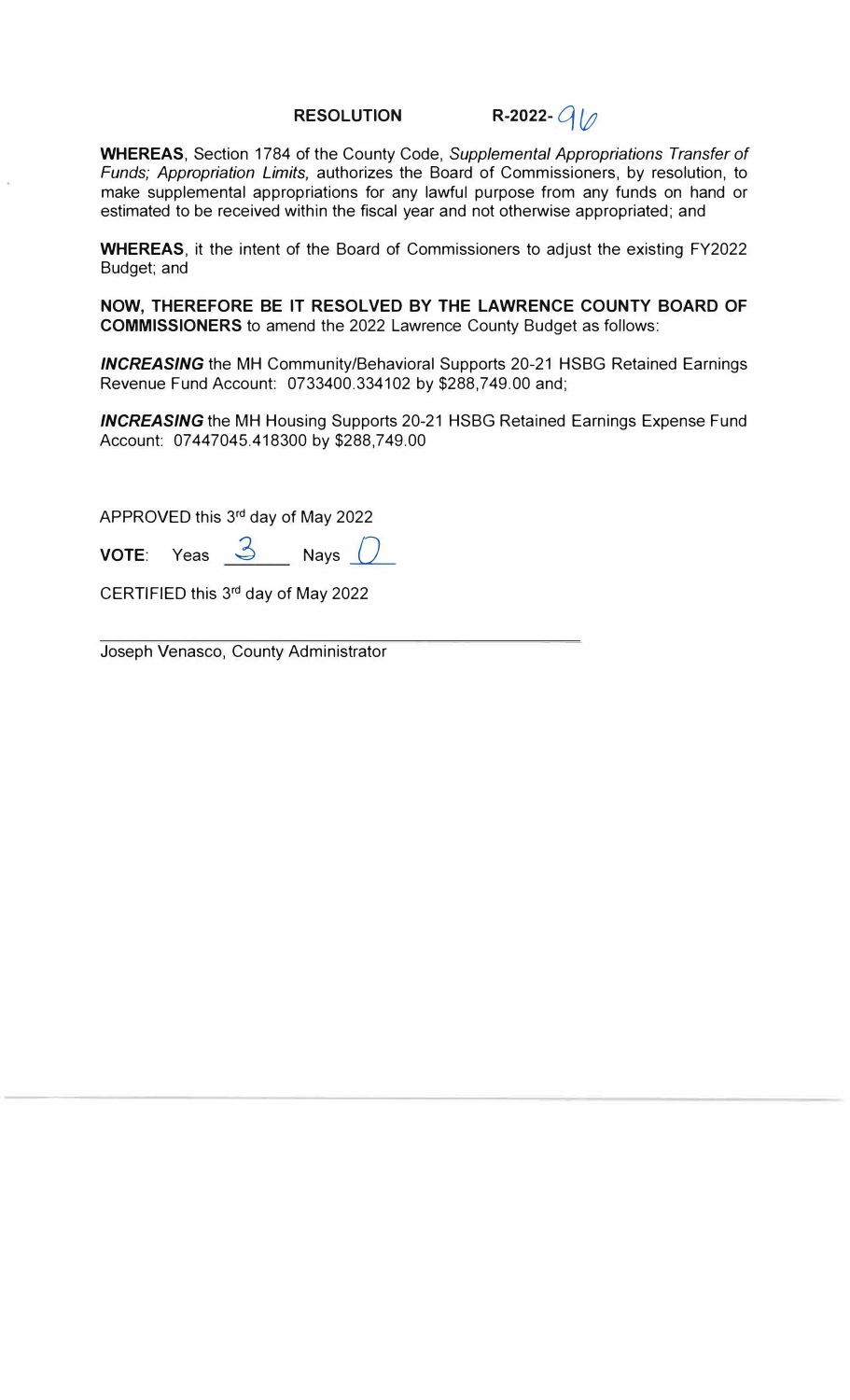**RESOLUTION** **R-2022-96**

**WHEREAS**, Section 1784 of the County Code, *Supplemental Appropriations Transfer of Funds; Appropriation Limits,* authorizes the Board of Commissioners, by resolution, to make supplemental appropriations for any lawful purpose from any funds on hand or estimated to be received within the fiscal year and not otherwise appropriated; and

**WHEREAS**, it the intent of the Board of Commissioners to adjust the existing FY2022 Budget; and

**NOW, THEREFORE BE IT RESOLVED BY THE LAWRENCE COUNTY BOARD OF COMMISSIONERS** to amend the 2022 Lawrence County Budget as follows:

***INCREASING*** the MH Community/Behavioral Supports 20-21 HSBG Retained Earnings Revenue Fund Account: 0733400.334102 by $288,749.00 and;

***INCREASING*** the MH Housing Supports 20-21 HSBG Retained Earnings Expense Fund Account: 07447045.418300 by $288,749.00

APPROVED this 3rd day of May 2022

**VOTE**: Yeas 3 Nays 0

CERTIFIED this 3rd day of May 2022

\_\_\_\_\_\_\_\_\_\_\_\_\_\_\_\_\_\_\_\_\_\_\_\_\_\_\_\_\_\_\_\_\_\_\_\_\_\_\_\_\_\_\_\_

Joseph Venasco, County Administrator